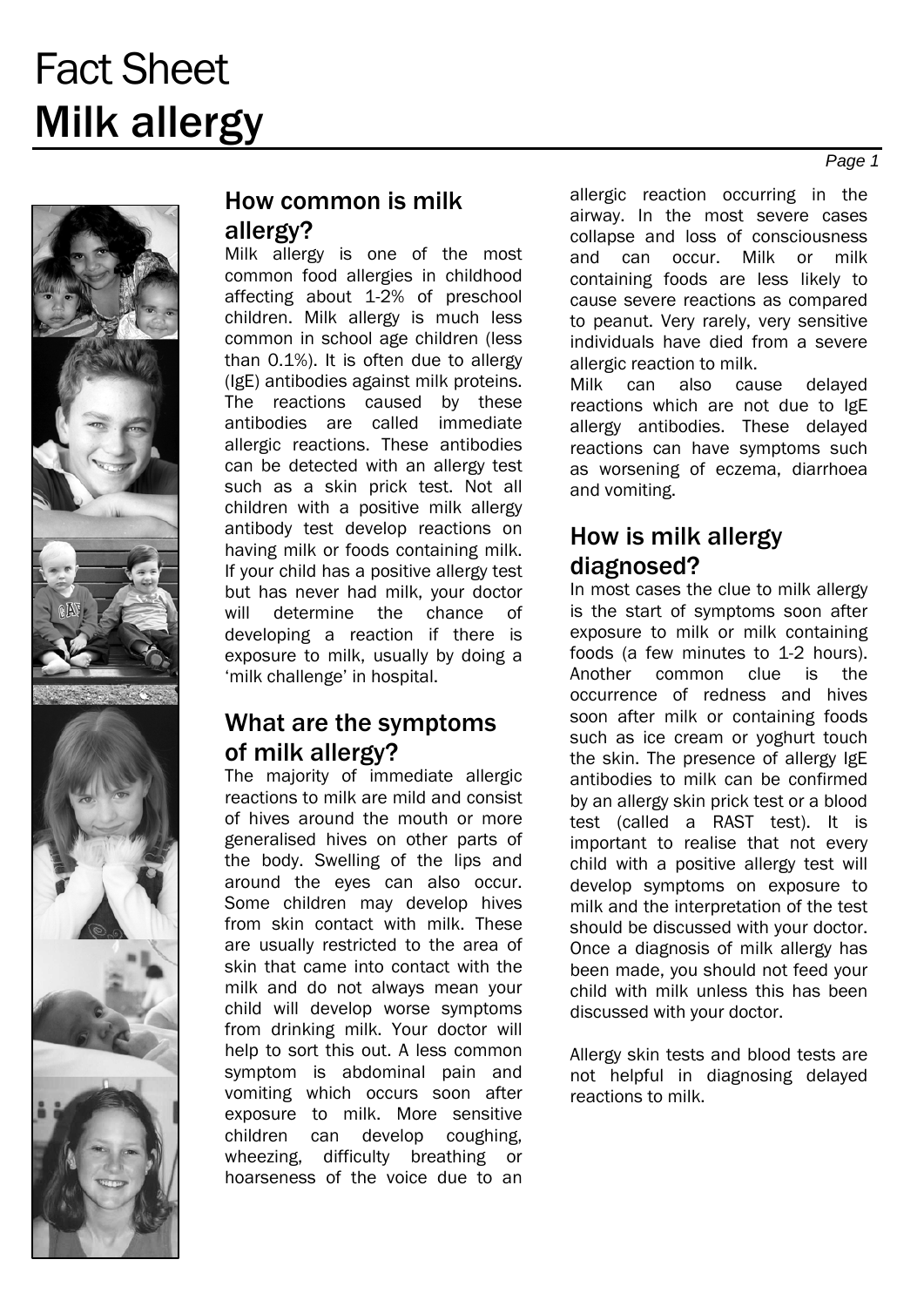# Fact Sheet
# Milk allergy

## How common is milk allergy?

Milk allergy is one of the most common food allergies in childhood affecting about 1-2% of preschool children. Milk allergy is much less common in school age children (less than 0.1%). It is often due to allergy (IgE) antibodies against milk proteins. The reactions caused by these antibodies are called immediate allergic reactions. These antibodies can be detected with an allergy test such as a skin prick test. Not all children with a positive milk allergy antibody test develop reactions on having milk or foods containing milk. If your child has a positive allergy test but has never had milk, your doctor will determine the chance of developing a reaction if there is exposure to milk, usually by doing a 'milk challenge' in hospital.

## What are the symptoms of milk allergy?

The majority of immediate allergic reactions to milk are mild and consist of hives around the mouth or more generalised hives on other parts of the body. Swelling of the lips and around the eyes can also occur. Some children may develop hives from skin contact with milk. These are usually restricted to the area of skin that came into contact with the milk and do not always mean your child will develop worse symptoms from drinking milk. Your doctor will help to sort this out. A less common symptom is abdominal pain and vomiting which occurs soon after exposure to milk. More sensitive children can develop coughing, wheezing, difficulty breathing or hoarseness of the voice due to an allergic reaction occurring in the airway. In the most severe cases collapse and loss of consciousness and can occur. Milk or milk containing foods are less likely to cause severe reactions as compared to peanut. Very rarely, very sensitive individuals have died from a severe allergic reaction to milk.

Milk can also cause delayed reactions which are not due to IgE allergy antibodies. These delayed reactions can have symptoms such as worsening of eczema, diarrhoea and vomiting.

## How is milk allergy diagnosed?

In most cases the clue to milk allergy is the start of symptoms soon after exposure to milk or milk containing foods (a few minutes to 1-2 hours). Another common clue is the occurrence of redness and hives soon after milk or containing foods such as ice cream or yoghurt touch the skin. The presence of allergy IgE antibodies to milk can be confirmed by an allergy skin prick test or a blood test (called a RAST test). It is important to realise that not every child with a positive allergy test will develop symptoms on exposure to milk and the interpretation of the test should be discussed with your doctor. Once a diagnosis of milk allergy has been made, you should not feed your child with milk unless this has been discussed with your doctor.

Allergy skin tests and blood tests are not helpful in diagnosing delayed reactions to milk.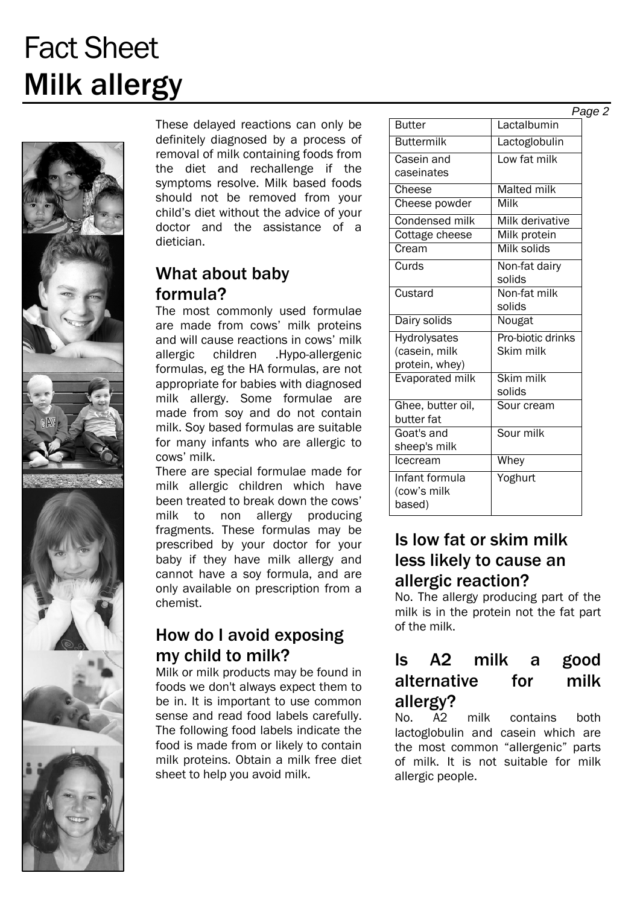# Fact Sheet
# Milk allergy

These delayed reactions can only be definitely diagnosed by a process of removal of milk containing foods from the diet and rechallenge if the symptoms resolve. Milk based foods should not be removed from your child's diet without the advice of your doctor and the assistance of a dietician.

## What about baby formula?

The most commonly used formulae are made from cows' milk proteins and will cause reactions in cows' milk allergic children .Hypo-allergenic formulas, eg the HA formulas, are not appropriate for babies with diagnosed milk allergy. Some formulae are made from soy and do not contain milk. Soy based formulas are suitable for many infants who are allergic to cows' milk.

There are special formulae made for milk allergic children which have been treated to break down the cows' milk to non allergy producing fragments. These formulas may be prescribed by your doctor for your baby if they have milk allergy and cannot have a soy formula, and are only available on prescription from a chemist.

## How do I avoid exposing my child to milk?

Milk or milk products may be found in foods we don't always expect them to be in. It is important to use common sense and read food labels carefully. The following food labels indicate the food is made from or likely to contain milk proteins. Obtain a milk free diet sheet to help you avoid milk.

| | |
|---|---|
| Butter | Lactalbumin |
| Buttermilk | Lactoglobulin |
| Casein and caseinates | Low fat milk |
| Cheese | Malted milk |
| Cheese powder | Milk |
| Condensed milk | Milk derivative |
| Cottage cheese | Milk protein |
| Cream | Milk solids |
| Curds | Non-fat dairy solids |
| Custard | Non-fat milk solids |
| Dairy solids | Nougat |
| Hydrolysates (casein, milk protein, whey) | Pro-biotic drinks Skim milk |
| Evaporated milk | Skim milk solids |
| Ghee, butter oil, butter fat | Sour cream |
| Goat's and sheep's milk | Sour milk |
| Icecream | Whey |
| Infant formula (cow's milk based) | Yoghurt |

## Is low fat or skim milk less likely to cause an allergic reaction?

No. The allergy producing part of the milk is in the protein not the fat part of the milk.

## Is A2 milk a good alternative for milk allergy?

No. A2 milk contains both lactoglobulin and casein which are the most common "allergenic" parts of milk. It is not suitable for milk allergic people.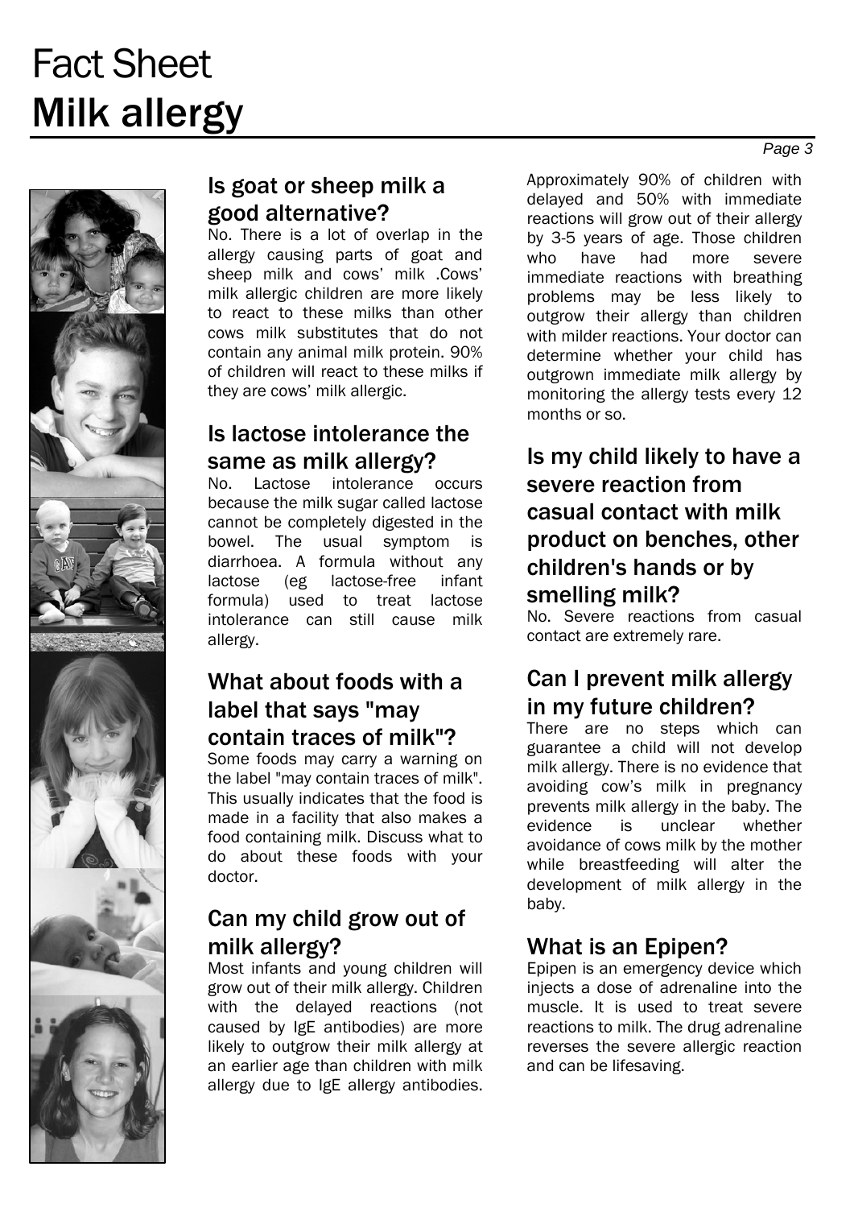# Fact Sheet
# Milk allergy

## Is goat or sheep milk a good alternative?

No. There is a lot of overlap in the allergy causing parts of goat and sheep milk and cows' milk .Cows' milk allergic children are more likely to react to these milks than other cows milk substitutes that do not contain any animal milk protein. 90% of children will react to these milks if they are cows' milk allergic.

## Is lactose intolerance the same as milk allergy?

No. Lactose intolerance occurs because the milk sugar called lactose cannot be completely digested in the bowel. The usual symptom is diarrhoea. A formula without any lactose (eg lactose-free infant formula) used to treat lactose intolerance can still cause milk allergy.

## What about foods with a label that says "may contain traces of milk"?

Some foods may carry a warning on the label "may contain traces of milk". This usually indicates that the food is made in a facility that also makes a food containing milk. Discuss what to do about these foods with your doctor.

## Can my child grow out of milk allergy?

Most infants and young children will grow out of their milk allergy. Children with the delayed reactions (not caused by IgE antibodies) are more likely to outgrow their milk allergy at an earlier age than children with milk allergy due to IgE allergy antibodies. Approximately 90% of children with delayed and 50% with immediate reactions will grow out of their allergy by 3-5 years of age. Those children who have had more severe immediate reactions with breathing problems may be less likely to outgrow their allergy than children with milder reactions. Your doctor can determine whether your child has outgrown immediate milk allergy by monitoring the allergy tests every 12 months or so.

## Is my child likely to have a severe reaction from casual contact with milk product on benches, other children's hands or by smelling milk?

No. Severe reactions from casual contact are extremely rare.

## Can I prevent milk allergy in my future children?

There are no steps which can guarantee a child will not develop milk allergy. There is no evidence that avoiding cow's milk in pregnancy prevents milk allergy in the baby. The evidence is unclear whether avoidance of cows milk by the mother while breastfeeding will alter the development of milk allergy in the baby.

## What is an Epipen?

Epipen is an emergency device which injects a dose of adrenaline into the muscle. It is used to treat severe reactions to milk. The drug adrenaline reverses the severe allergic reaction and can be lifesaving.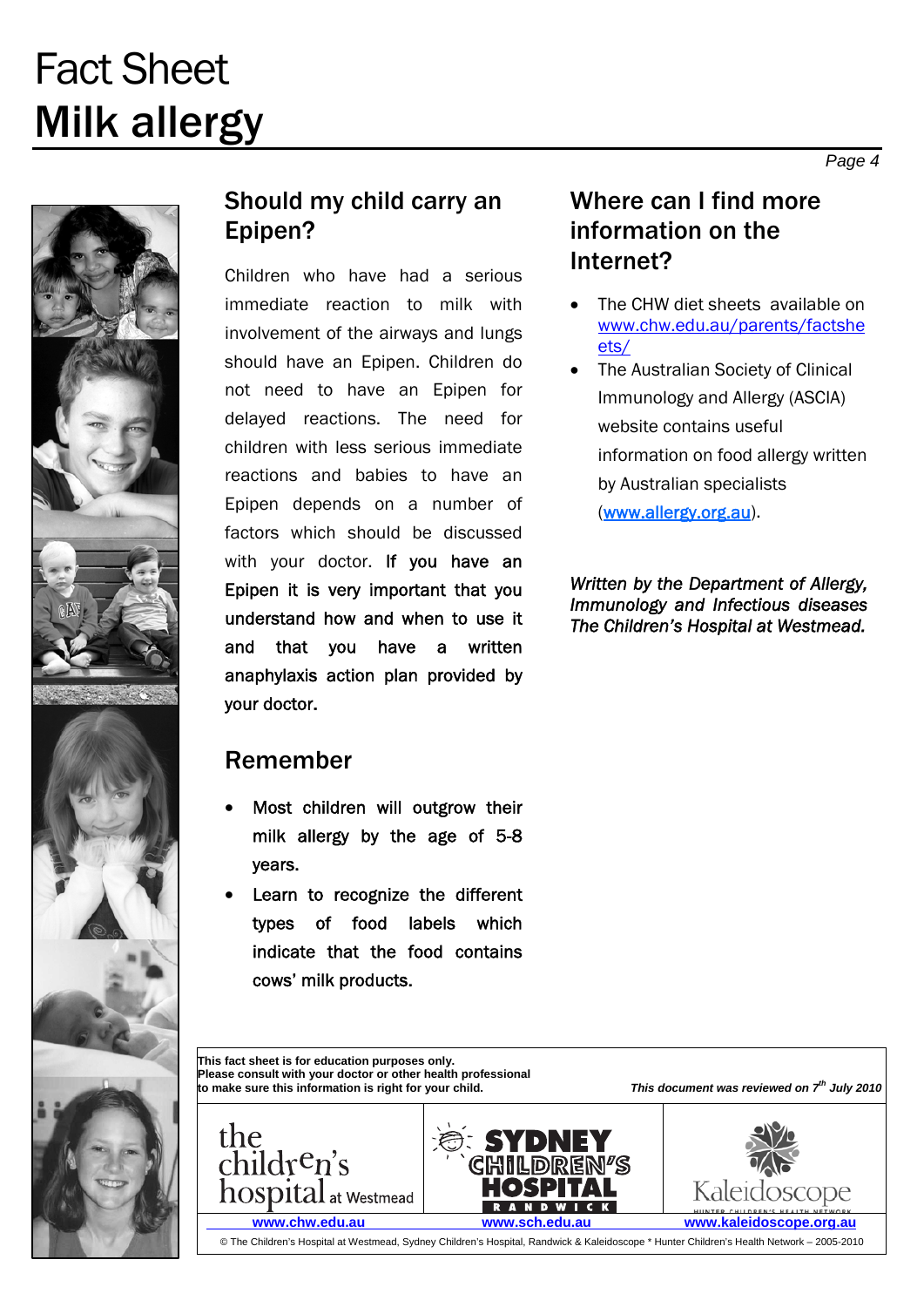# Fact Sheet
# Milk allergy

## Should my child carry an Epipen?

Children who have had a serious immediate reaction to milk with involvement of the airways and lungs should have an Epipen. Children do not need to have an Epipen for delayed reactions. The need for children with less serious immediate reactions and babies to have an Epipen depends on a number of factors which should be discussed with your doctor. **If you have an Epipen it is very important that you understand how and when to use it and that you have a written anaphylaxis action plan provided by your doctor.**

## Remember

- **Most children will outgrow their milk allergy by the age of 5-8 years.**
- **Learn to recognize the different types of food labels which indicate that the food contains cows' milk products.**

## Where can I find more information on the Internet?

- The CHW diet sheets available on www.chw.edu.au/parents/factsheets/
- The Australian Society of Clinical Immunology and Allergy (ASCIA) website contains useful information on food allergy written by Australian specialists (www.allergy.org.au).

***Written by the Department of Allergy, Immunology and Infectious diseases The Children's Hospital at Westmead.***

**This fact sheet is for education purposes only. Please consult with your doctor or other health professional to make sure this information is right for your child.**

***This document was reviewed on 7th July 2010***

the children's hospital at Westmead — **www.chw.edu.au**

SYDNEY CHILDREN'S HOSPITAL RANDWICK — **www.sch.edu.au**

Kaleidoscope HUNTER CHILDREN'S HEALTH NETWORK — **www.kaleidoscope.org.au**

© The Children's Hospital at Westmead, Sydney Children's Hospital, Randwick & Kaleidoscope * Hunter Children's Health Network – 2005-2010